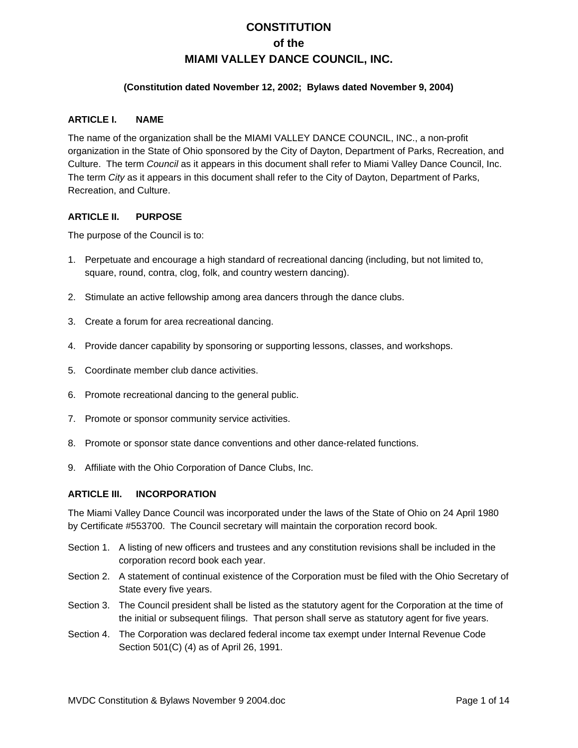# CONSTITUTION
# of the
# MIAMI VALLEY DANCE COUNCIL, INC.

**(Constitution dated November 12, 2002; Bylaws dated November 9, 2004)**

## ARTICLE I. NAME

The name of the organization shall be the MIAMI VALLEY DANCE COUNCIL, INC., a non-profit organization in the State of Ohio sponsored by the City of Dayton, Department of Parks, Recreation, and Culture. The term *Council* as it appears in this document shall refer to Miami Valley Dance Council, Inc. The term *City* as it appears in this document shall refer to the City of Dayton, Department of Parks, Recreation, and Culture.

## ARTICLE II. PURPOSE

The purpose of the Council is to:

1. Perpetuate and encourage a high standard of recreational dancing (including, but not limited to, square, round, contra, clog, folk, and country western dancing).
2. Stimulate an active fellowship among area dancers through the dance clubs.
3. Create a forum for area recreational dancing.
4. Provide dancer capability by sponsoring or supporting lessons, classes, and workshops.
5. Coordinate member club dance activities.
6. Promote recreational dancing to the general public.
7. Promote or sponsor community service activities.
8. Promote or sponsor state dance conventions and other dance-related functions.
9. Affiliate with the Ohio Corporation of Dance Clubs, Inc.

## ARTICLE III. INCORPORATION

The Miami Valley Dance Council was incorporated under the laws of the State of Ohio on 24 April 1980 by Certificate #553700. The Council secretary will maintain the corporation record book.

Section 1. A listing of new officers and trustees and any constitution revisions shall be included in the corporation record book each year.

Section 2. A statement of continual existence of the Corporation must be filed with the Ohio Secretary of State every five years.

Section 3. The Council president shall be listed as the statutory agent for the Corporation at the time of the initial or subsequent filings. That person shall serve as statutory agent for five years.

Section 4. The Corporation was declared federal income tax exempt under Internal Revenue Code Section 501(C) (4) as of April 26, 1991.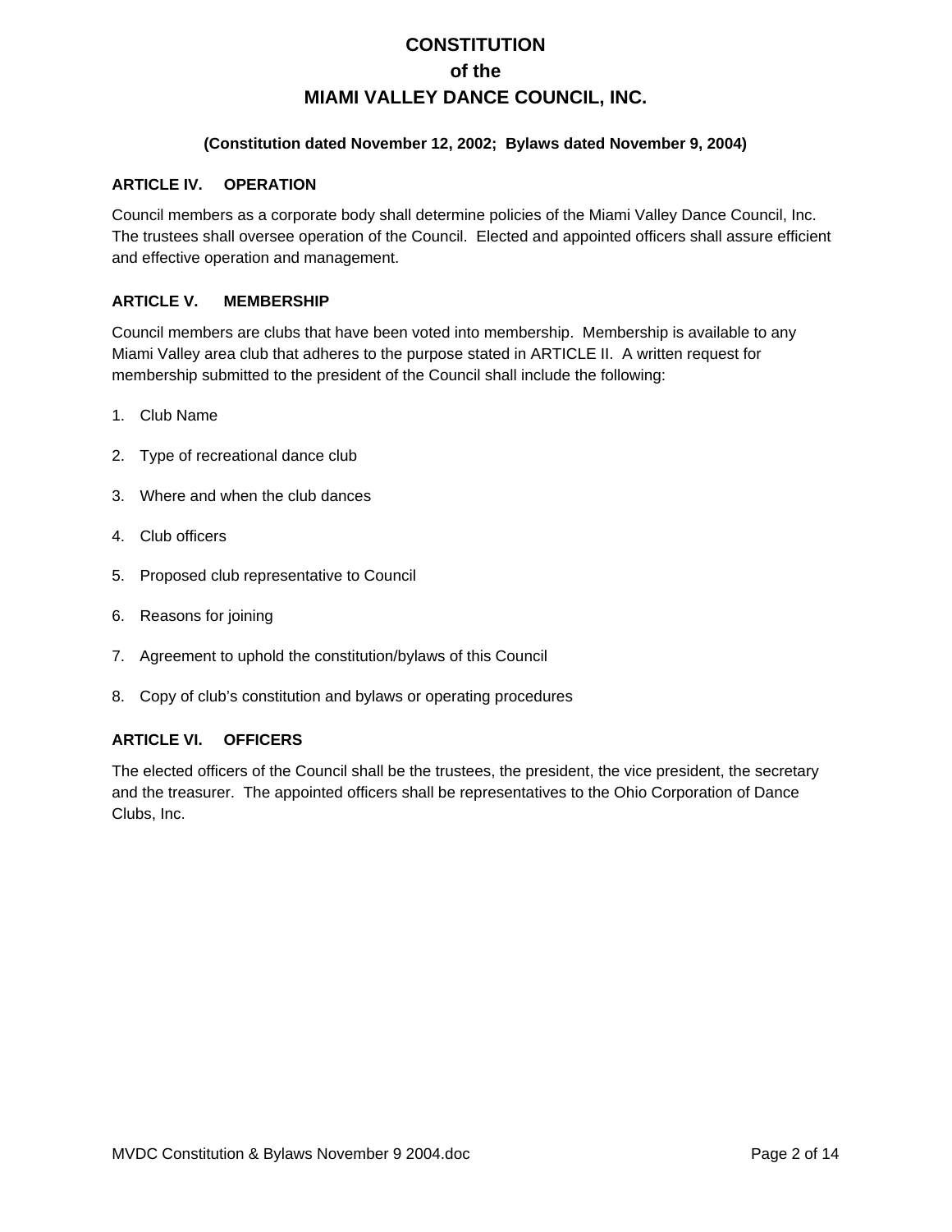# CONSTITUTION
# of the
# MIAMI VALLEY DANCE COUNCIL, INC.

**(Constitution dated November 12, 2002; Bylaws dated November 9, 2004)**

## ARTICLE IV. OPERATION

Council members as a corporate body shall determine policies of the Miami Valley Dance Council, Inc. The trustees shall oversee operation of the Council. Elected and appointed officers shall assure efficient and effective operation and management.

## ARTICLE V. MEMBERSHIP

Council members are clubs that have been voted into membership. Membership is available to any Miami Valley area club that adheres to the purpose stated in ARTICLE II. A written request for membership submitted to the president of the Council shall include the following:

1. Club Name
2. Type of recreational dance club
3. Where and when the club dances
4. Club officers
5. Proposed club representative to Council
6. Reasons for joining
7. Agreement to uphold the constitution/bylaws of this Council
8. Copy of club's constitution and bylaws or operating procedures

## ARTICLE VI. OFFICERS

The elected officers of the Council shall be the trustees, the president, the vice president, the secretary and the treasurer. The appointed officers shall be representatives to the Ohio Corporation of Dance Clubs, Inc.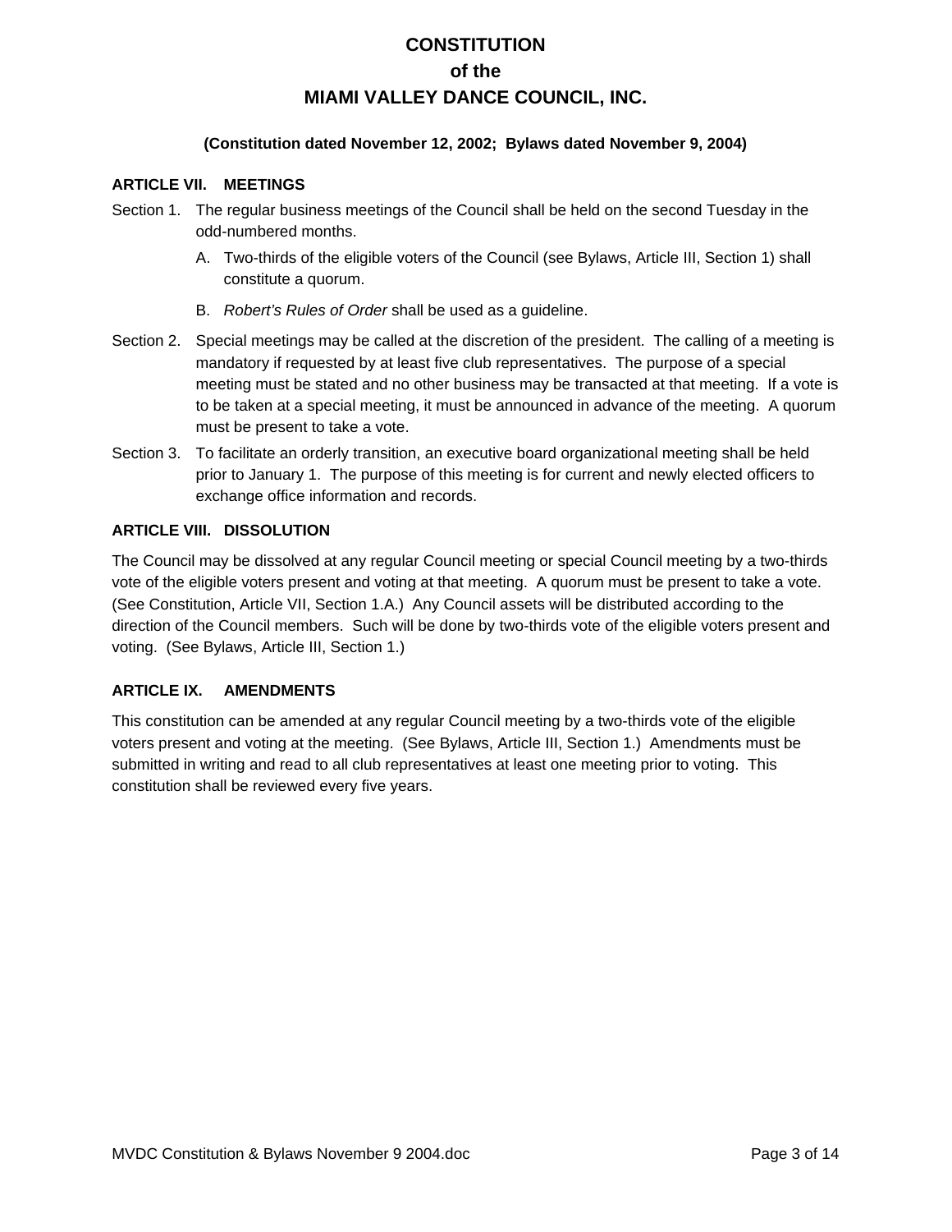# CONSTITUTION
# of the
# MIAMI VALLEY DANCE COUNCIL, INC.

**(Constitution dated November 12, 2002; Bylaws dated November 9, 2004)**

### ARTICLE VII. MEETINGS

Section 1. The regular business meetings of the Council shall be held on the second Tuesday in the odd-numbered months.

A. Two-thirds of the eligible voters of the Council (see Bylaws, Article III, Section 1) shall constitute a quorum.

B. *Robert's Rules of Order* shall be used as a guideline.

Section 2. Special meetings may be called at the discretion of the president. The calling of a meeting is mandatory if requested by at least five club representatives. The purpose of a special meeting must be stated and no other business may be transacted at that meeting. If a vote is to be taken at a special meeting, it must be announced in advance of the meeting. A quorum must be present to take a vote.

Section 3. To facilitate an orderly transition, an executive board organizational meeting shall be held prior to January 1. The purpose of this meeting is for current and newly elected officers to exchange office information and records.

### ARTICLE VIII. DISSOLUTION

The Council may be dissolved at any regular Council meeting or special Council meeting by a two-thirds vote of the eligible voters present and voting at that meeting. A quorum must be present to take a vote. (See Constitution, Article VII, Section 1.A.) Any Council assets will be distributed according to the direction of the Council members. Such will be done by two-thirds vote of the eligible voters present and voting. (See Bylaws, Article III, Section 1.)

### ARTICLE IX. AMENDMENTS

This constitution can be amended at any regular Council meeting by a two-thirds vote of the eligible voters present and voting at the meeting. (See Bylaws, Article III, Section 1.) Amendments must be submitted in writing and read to all club representatives at least one meeting prior to voting. This constitution shall be reviewed every five years.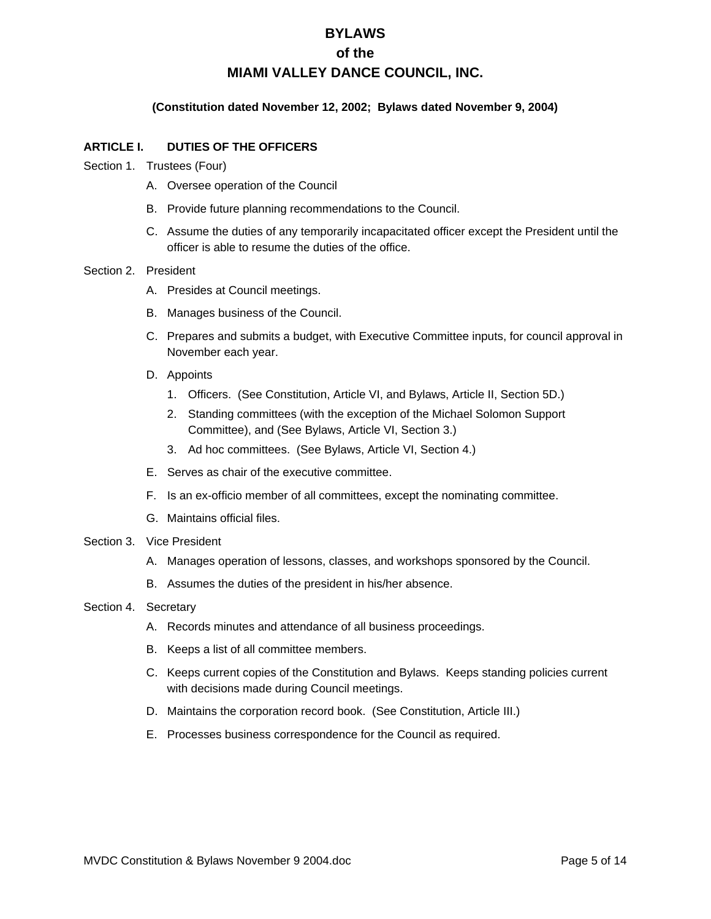# BYLAWS
# of the
# MIAMI VALLEY DANCE COUNCIL, INC.

**(Constitution dated November 12, 2002; Bylaws dated November 9, 2004)**

## ARTICLE I. DUTIES OF THE OFFICERS

Section 1. Trustees (Four)

- A. Oversee operation of the Council
- B. Provide future planning recommendations to the Council.
- C. Assume the duties of any temporarily incapacitated officer except the President until the officer is able to resume the duties of the office.

Section 2. President

- A. Presides at Council meetings.
- B. Manages business of the Council.
- C. Prepares and submits a budget, with Executive Committee inputs, for council approval in November each year.
- D. Appoints
  1. Officers. (See Constitution, Article VI, and Bylaws, Article II, Section 5D.)
  2. Standing committees (with the exception of the Michael Solomon Support Committee), and (See Bylaws, Article VI, Section 3.)
  3. Ad hoc committees. (See Bylaws, Article VI, Section 4.)
- E. Serves as chair of the executive committee.
- F. Is an ex-officio member of all committees, except the nominating committee.
- G. Maintains official files.

Section 3. Vice President

- A. Manages operation of lessons, classes, and workshops sponsored by the Council.
- B. Assumes the duties of the president in his/her absence.

Section 4. Secretary

- A. Records minutes and attendance of all business proceedings.
- B. Keeps a list of all committee members.
- C. Keeps current copies of the Constitution and Bylaws. Keeps standing policies current with decisions made during Council meetings.
- D. Maintains the corporation record book. (See Constitution, Article III.)
- E. Processes business correspondence for the Council as required.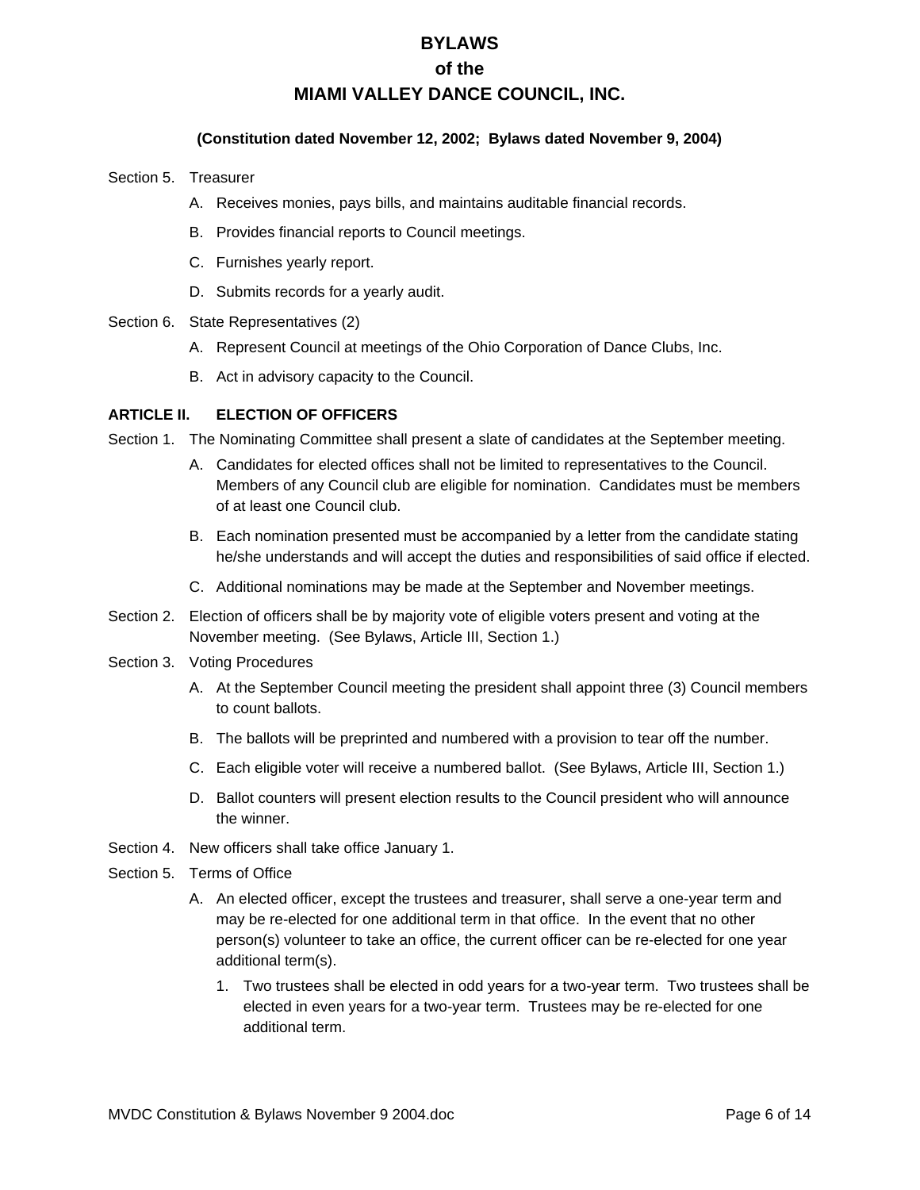# BYLAWS
# of the
# MIAMI VALLEY DANCE COUNCIL, INC.

**(Constitution dated November 12, 2002; Bylaws dated November 9, 2004)**

Section 5. Treasurer

A. Receives monies, pays bills, and maintains auditable financial records.

B. Provides financial reports to Council meetings.

C. Furnishes yearly report.

D. Submits records for a yearly audit.

Section 6. State Representatives (2)

A. Represent Council at meetings of the Ohio Corporation of Dance Clubs, Inc.

B. Act in advisory capacity to the Council.

**ARTICLE II. ELECTION OF OFFICERS**

Section 1. The Nominating Committee shall present a slate of candidates at the September meeting.

A. Candidates for elected offices shall not be limited to representatives to the Council. Members of any Council club are eligible for nomination. Candidates must be members of at least one Council club.

B. Each nomination presented must be accompanied by a letter from the candidate stating he/she understands and will accept the duties and responsibilities of said office if elected.

C. Additional nominations may be made at the September and November meetings.

Section 2. Election of officers shall be by majority vote of eligible voters present and voting at the November meeting. (See Bylaws, Article III, Section 1.)

Section 3. Voting Procedures

A. At the September Council meeting the president shall appoint three (3) Council members to count ballots.

B. The ballots will be preprinted and numbered with a provision to tear off the number.

C. Each eligible voter will receive a numbered ballot. (See Bylaws, Article III, Section 1.)

D. Ballot counters will present election results to the Council president who will announce the winner.

Section 4. New officers shall take office January 1.

Section 5. Terms of Office

A. An elected officer, except the trustees and treasurer, shall serve a one-year term and may be re-elected for one additional term in that office. In the event that no other person(s) volunteer to take an office, the current officer can be re-elected for one year additional term(s).

1. Two trustees shall be elected in odd years for a two-year term. Two trustees shall be elected in even years for a two-year term. Trustees may be re-elected for one additional term.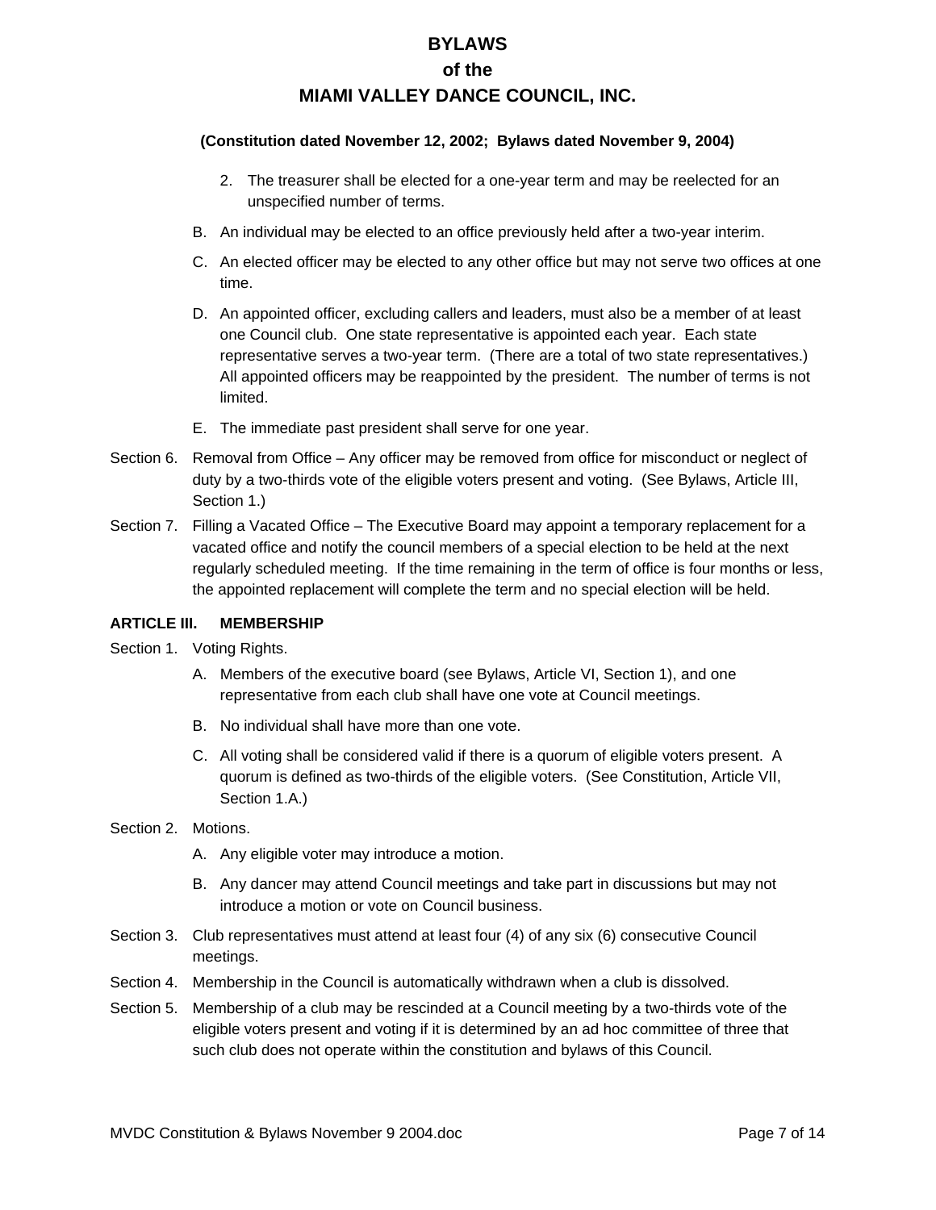2. The treasurer shall be elected for a one-year term and may be reelected for an unspecified number of terms.

B. An individual may be elected to an office previously held after a two-year interim.

C. An elected officer may be elected to any other office but may not serve two offices at one time.

D. An appointed officer, excluding callers and leaders, must also be a member of at least one Council club. One state representative is appointed each year. Each state representative serves a two-year term. (There are a total of two state representatives.) All appointed officers may be reappointed by the president. The number of terms is not limited.

E. The immediate past president shall serve for one year.

Section 6. Removal from Office – Any officer may be removed from office for misconduct or neglect of duty by a two-thirds vote of the eligible voters present and voting. (See Bylaws, Article III, Section 1.)

Section 7. Filling a Vacated Office – The Executive Board may appoint a temporary replacement for a vacated office and notify the council members of a special election to be held at the next regularly scheduled meeting. If the time remaining in the term of office is four months or less, the appointed replacement will complete the term and no special election will be held.

## ARTICLE III. MEMBERSHIP

Section 1. Voting Rights.

A. Members of the executive board (see Bylaws, Article VI, Section 1), and one representative from each club shall have one vote at Council meetings.

B. No individual shall have more than one vote.

C. All voting shall be considered valid if there is a quorum of eligible voters present. A quorum is defined as two-thirds of the eligible voters. (See Constitution, Article VII, Section 1.A.)

Section 2. Motions.

A. Any eligible voter may introduce a motion.

B. Any dancer may attend Council meetings and take part in discussions but may not introduce a motion or vote on Council business.

Section 3. Club representatives must attend at least four (4) of any six (6) consecutive Council meetings.

Section 4. Membership in the Council is automatically withdrawn when a club is dissolved.

Section 5. Membership of a club may be rescinded at a Council meeting by a two-thirds vote of the eligible voters present and voting if it is determined by an ad hoc committee of three that such club does not operate within the constitution and bylaws of this Council.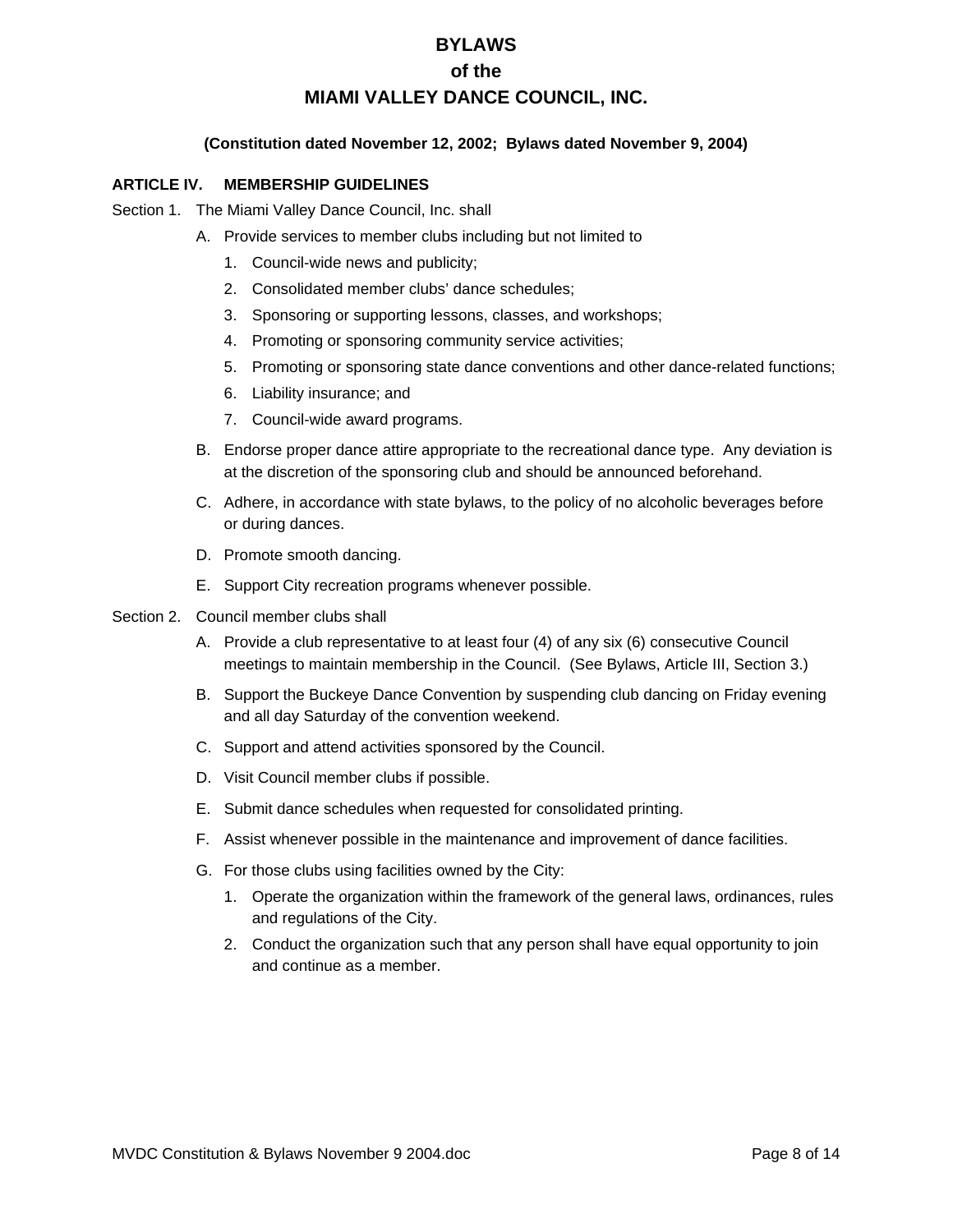# BYLAWS
## of the
## MIAMI VALLEY DANCE COUNCIL, INC.

**(Constitution dated November 12, 2002; Bylaws dated November 9, 2004)**

### ARTICLE IV. MEMBERSHIP GUIDELINES

Section 1. The Miami Valley Dance Council, Inc. shall

A. Provide services to member clubs including but not limited to
   1. Council-wide news and publicity;
   2. Consolidated member clubs' dance schedules;
   3. Sponsoring or supporting lessons, classes, and workshops;
   4. Promoting or sponsoring community service activities;
   5. Promoting or sponsoring state dance conventions and other dance-related functions;
   6. Liability insurance; and
   7. Council-wide award programs.

B. Endorse proper dance attire appropriate to the recreational dance type. Any deviation is at the discretion of the sponsoring club and should be announced beforehand.

C. Adhere, in accordance with state bylaws, to the policy of no alcoholic beverages before or during dances.

D. Promote smooth dancing.

E. Support City recreation programs whenever possible.

Section 2. Council member clubs shall

A. Provide a club representative to at least four (4) of any six (6) consecutive Council meetings to maintain membership in the Council. (See Bylaws, Article III, Section 3.)

B. Support the Buckeye Dance Convention by suspending club dancing on Friday evening and all day Saturday of the convention weekend.

C. Support and attend activities sponsored by the Council.

D. Visit Council member clubs if possible.

E. Submit dance schedules when requested for consolidated printing.

F. Assist whenever possible in the maintenance and improvement of dance facilities.

G. For those clubs using facilities owned by the City:
   1. Operate the organization within the framework of the general laws, ordinances, rules and regulations of the City.
   2. Conduct the organization such that any person shall have equal opportunity to join and continue as a member.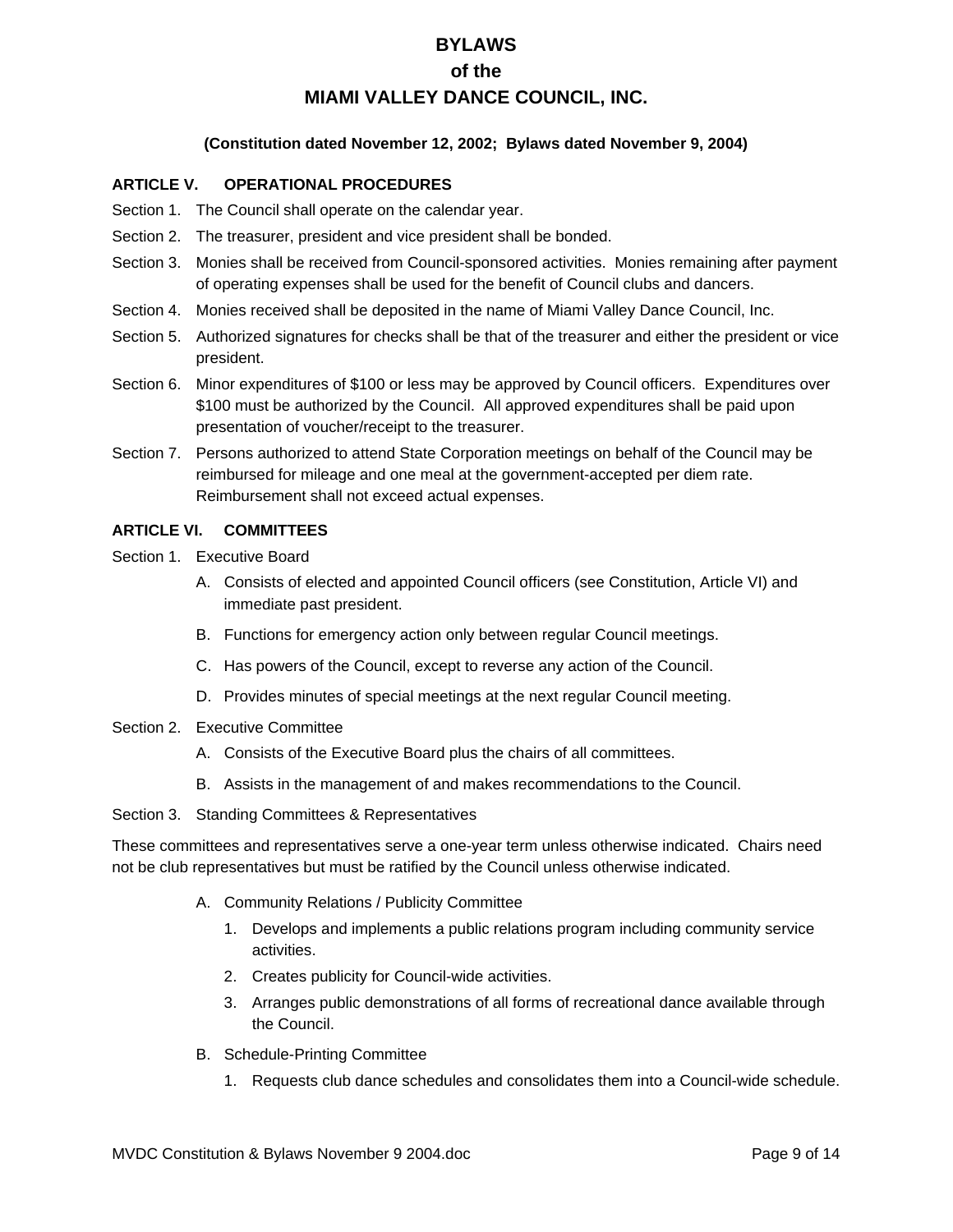# BYLAWS
# of the
# MIAMI VALLEY DANCE COUNCIL, INC.

**(Constitution dated November 12, 2002; Bylaws dated November 9, 2004)**

## ARTICLE V. OPERATIONAL PROCEDURES

Section 1. The Council shall operate on the calendar year.

Section 2. The treasurer, president and vice president shall be bonded.

Section 3. Monies shall be received from Council-sponsored activities. Monies remaining after payment of operating expenses shall be used for the benefit of Council clubs and dancers.

Section 4. Monies received shall be deposited in the name of Miami Valley Dance Council, Inc.

Section 5. Authorized signatures for checks shall be that of the treasurer and either the president or vice president.

Section 6. Minor expenditures of $100 or less may be approved by Council officers. Expenditures over $100 must be authorized by the Council. All approved expenditures shall be paid upon presentation of voucher/receipt to the treasurer.

Section 7. Persons authorized to attend State Corporation meetings on behalf of the Council may be reimbursed for mileage and one meal at the government-accepted per diem rate. Reimbursement shall not exceed actual expenses.

## ARTICLE VI. COMMITTEES

Section 1. Executive Board

A. Consists of elected and appointed Council officers (see Constitution, Article VI) and immediate past president.

B. Functions for emergency action only between regular Council meetings.

C. Has powers of the Council, except to reverse any action of the Council.

D. Provides minutes of special meetings at the next regular Council meeting.

Section 2. Executive Committee

A. Consists of the Executive Board plus the chairs of all committees.

B. Assists in the management of and makes recommendations to the Council.

Section 3. Standing Committees & Representatives

These committees and representatives serve a one-year term unless otherwise indicated. Chairs need not be club representatives but must be ratified by the Council unless otherwise indicated.

A. Community Relations / Publicity Committee

1. Develops and implements a public relations program including community service activities.
2. Creates publicity for Council-wide activities.
3. Arranges public demonstrations of all forms of recreational dance available through the Council.

B. Schedule-Printing Committee

1. Requests club dance schedules and consolidates them into a Council-wide schedule.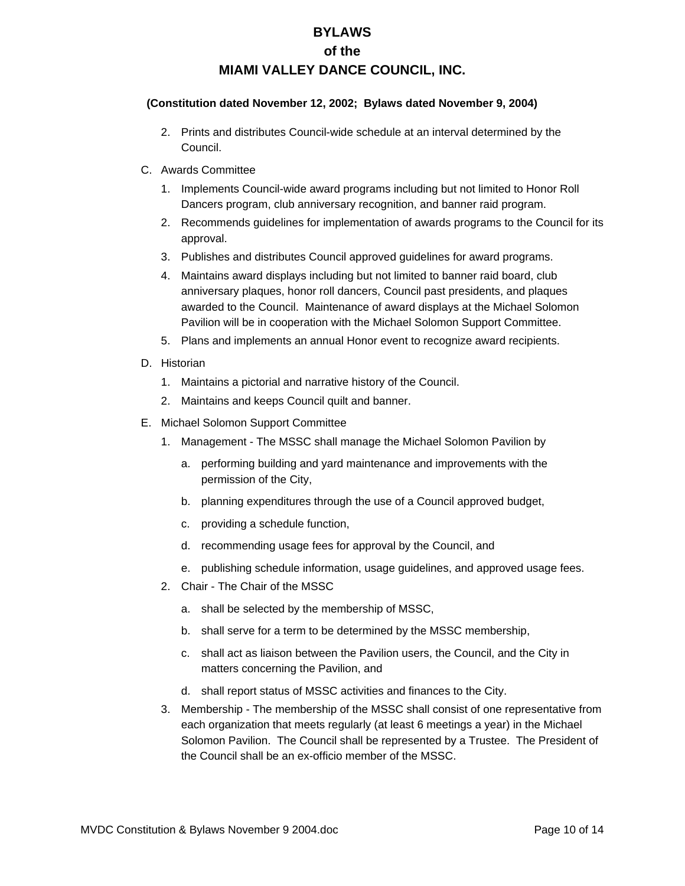2. Prints and distributes Council-wide schedule at an interval determined by the Council.

C. Awards Committee

   1. Implements Council-wide award programs including but not limited to Honor Roll Dancers program, club anniversary recognition, and banner raid program.
   2. Recommends guidelines for implementation of awards programs to the Council for its approval.
   3. Publishes and distributes Council approved guidelines for award programs.
   4. Maintains award displays including but not limited to banner raid board, club anniversary plaques, honor roll dancers, Council past presidents, and plaques awarded to the Council. Maintenance of award displays at the Michael Solomon Pavilion will be in cooperation with the Michael Solomon Support Committee.
   5. Plans and implements an annual Honor event to recognize award recipients.

D. Historian

   1. Maintains a pictorial and narrative history of the Council.
   2. Maintains and keeps Council quilt and banner.

E. Michael Solomon Support Committee

   1. Management - The MSSC shall manage the Michael Solomon Pavilion by
      a. performing building and yard maintenance and improvements with the permission of the City,
      b. planning expenditures through the use of a Council approved budget,
      c. providing a schedule function,
      d. recommending usage fees for approval by the Council, and
      e. publishing schedule information, usage guidelines, and approved usage fees.
   2. Chair - The Chair of the MSSC
      a. shall be selected by the membership of MSSC,
      b. shall serve for a term to be determined by the MSSC membership,
      c. shall act as liaison between the Pavilion users, the Council, and the City in matters concerning the Pavilion, and
      d. shall report status of MSSC activities and finances to the City.
   3. Membership - The membership of the MSSC shall consist of one representative from each organization that meets regularly (at least 6 meetings a year) in the Michael Solomon Pavilion. The Council shall be represented by a Trustee. The President of the Council shall be an ex-officio member of the MSSC.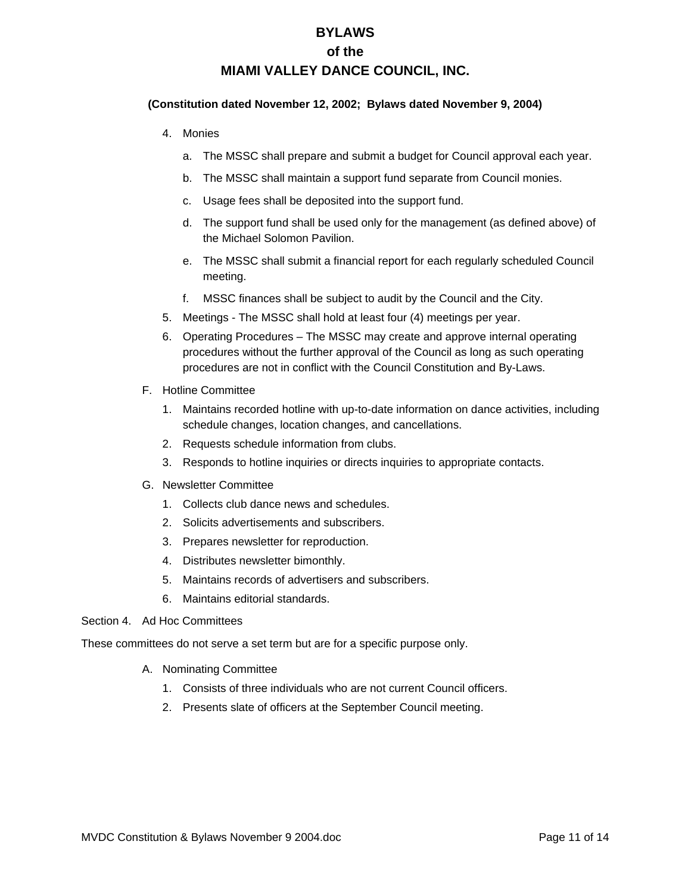4. Monies
    a. The MSSC shall prepare and submit a budget for Council approval each year.
    b. The MSSC shall maintain a support fund separate from Council monies.
    c. Usage fees shall be deposited into the support fund.
    d. The support fund shall be used only for the management (as defined above) of the Michael Solomon Pavilion.
    e. The MSSC shall submit a financial report for each regularly scheduled Council meeting.
    f. MSSC finances shall be subject to audit by the Council and the City.
5. Meetings - The MSSC shall hold at least four (4) meetings per year.
6. Operating Procedures – The MSSC may create and approve internal operating procedures without the further approval of the Council as long as such operating procedures are not in conflict with the Council Constitution and By-Laws.

F. Hotline Committee
1. Maintains recorded hotline with up-to-date information on dance activities, including schedule changes, location changes, and cancellations.
2. Requests schedule information from clubs.
3. Responds to hotline inquiries or directs inquiries to appropriate contacts.

G. Newsletter Committee
1. Collects club dance news and schedules.
2. Solicits advertisements and subscribers.
3. Prepares newsletter for reproduction.
4. Distributes newsletter bimonthly.
5. Maintains records of advertisers and subscribers.
6. Maintains editorial standards.

Section 4. Ad Hoc Committees

These committees do not serve a set term but are for a specific purpose only.

A. Nominating Committee
1. Consists of three individuals who are not current Council officers.
2. Presents slate of officers at the September Council meeting.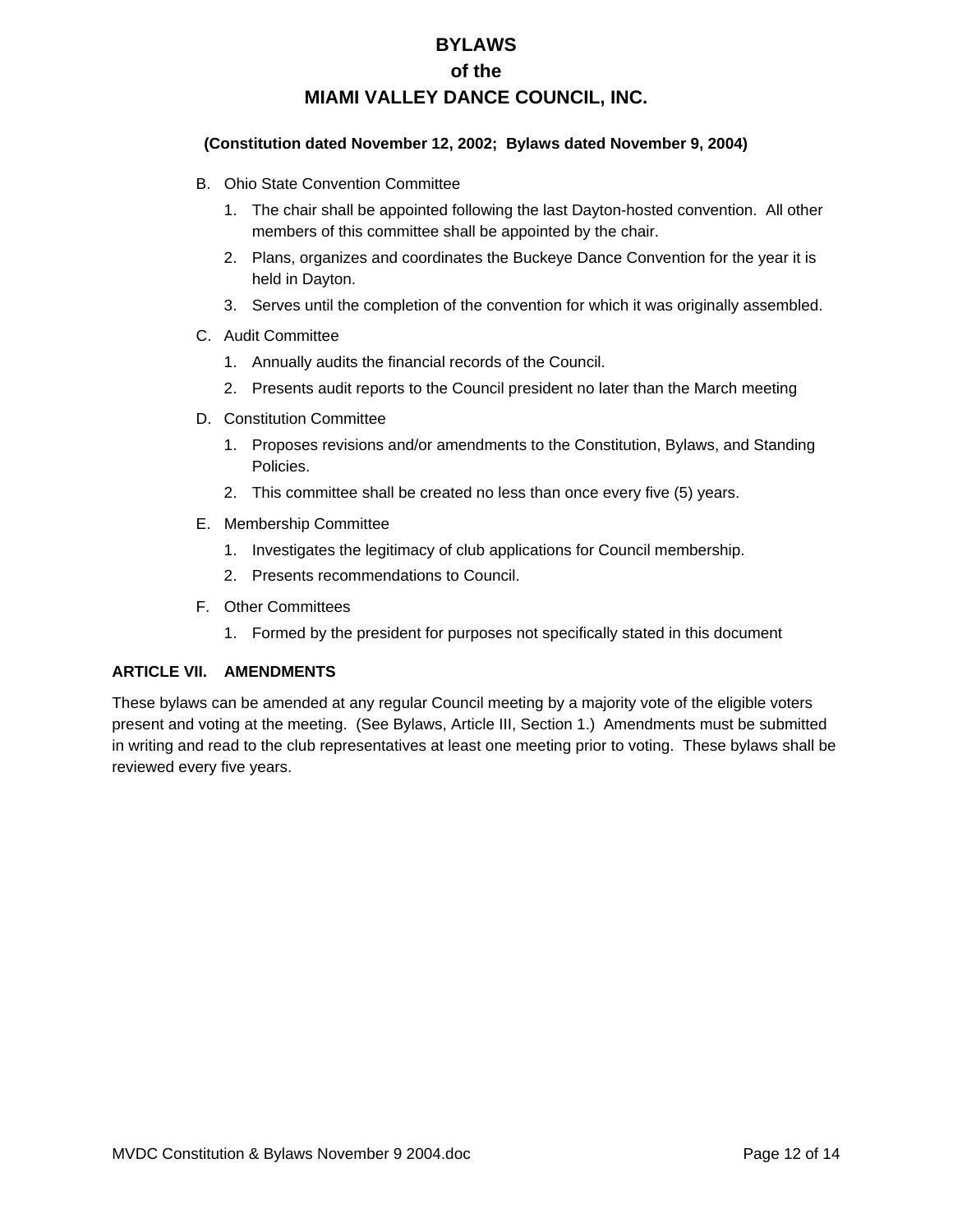B. Ohio State Convention Committee

   1. The chair shall be appointed following the last Dayton-hosted convention. All other members of this committee shall be appointed by the chair.
   2. Plans, organizes and coordinates the Buckeye Dance Convention for the year it is held in Dayton.
   3. Serves until the completion of the convention for which it was originally assembled.

C. Audit Committee

   1. Annually audits the financial records of the Council.
   2. Presents audit reports to the Council president no later than the March meeting

D. Constitution Committee

   1. Proposes revisions and/or amendments to the Constitution, Bylaws, and Standing Policies.
   2. This committee shall be created no less than once every five (5) years.

E. Membership Committee

   1. Investigates the legitimacy of club applications for Council membership.
   2. Presents recommendations to Council.

F. Other Committees

   1. Formed by the president for purposes not specifically stated in this document

## ARTICLE VII. AMENDMENTS

These bylaws can be amended at any regular Council meeting by a majority vote of the eligible voters present and voting at the meeting. (See Bylaws, Article III, Section 1.) Amendments must be submitted in writing and read to the club representatives at least one meeting prior to voting. These bylaws shall be reviewed every five years.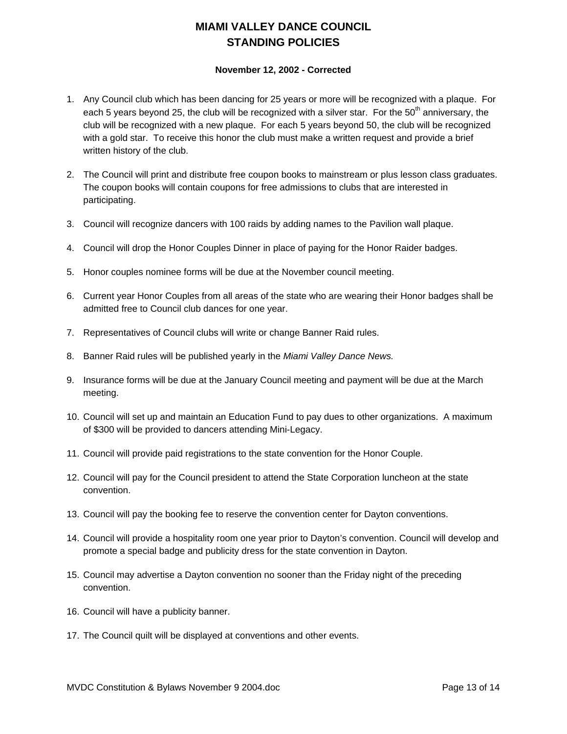# MIAMI VALLEY DANCE COUNCIL
# STANDING POLICIES

**November 12, 2002 - Corrected**

1. Any Council club which has been dancing for 25 years or more will be recognized with a plaque. For each 5 years beyond 25, the club will be recognized with a silver star. For the 50th anniversary, the club will be recognized with a new plaque. For each 5 years beyond 50, the club will be recognized with a gold star. To receive this honor the club must make a written request and provide a brief written history of the club.

2. The Council will print and distribute free coupon books to mainstream or plus lesson class graduates. The coupon books will contain coupons for free admissions to clubs that are interested in participating.

3. Council will recognize dancers with 100 raids by adding names to the Pavilion wall plaque.

4. Council will drop the Honor Couples Dinner in place of paying for the Honor Raider badges.

5. Honor couples nominee forms will be due at the November council meeting.

6. Current year Honor Couples from all areas of the state who are wearing their Honor badges shall be admitted free to Council club dances for one year.

7. Representatives of Council clubs will write or change Banner Raid rules.

8. Banner Raid rules will be published yearly in the *Miami Valley Dance News.*

9. Insurance forms will be due at the January Council meeting and payment will be due at the March meeting.

10. Council will set up and maintain an Education Fund to pay dues to other organizations. A maximum of $300 will be provided to dancers attending Mini-Legacy.

11. Council will provide paid registrations to the state convention for the Honor Couple.

12. Council will pay for the Council president to attend the State Corporation luncheon at the state convention.

13. Council will pay the booking fee to reserve the convention center for Dayton conventions.

14. Council will provide a hospitality room one year prior to Dayton's convention. Council will develop and promote a special badge and publicity dress for the state convention in Dayton.

15. Council may advertise a Dayton convention no sooner than the Friday night of the preceding convention.

16. Council will have a publicity banner.

17. The Council quilt will be displayed at conventions and other events.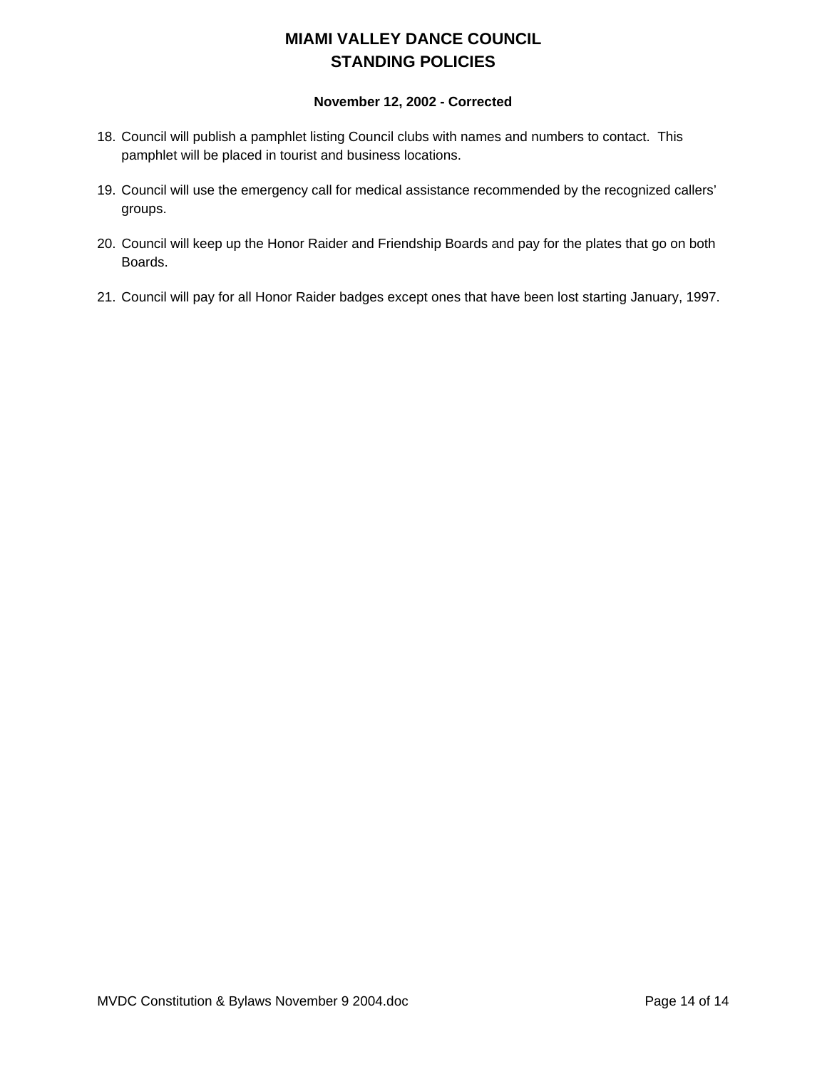# MIAMI VALLEY DANCE COUNCIL
# STANDING POLICIES

**November 12, 2002 - Corrected**

18. Council will publish a pamphlet listing Council clubs with names and numbers to contact. This pamphlet will be placed in tourist and business locations.

19. Council will use the emergency call for medical assistance recommended by the recognized callers' groups.

20. Council will keep up the Honor Raider and Friendship Boards and pay for the plates that go on both Boards.

21. Council will pay for all Honor Raider badges except ones that have been lost starting January, 1997.